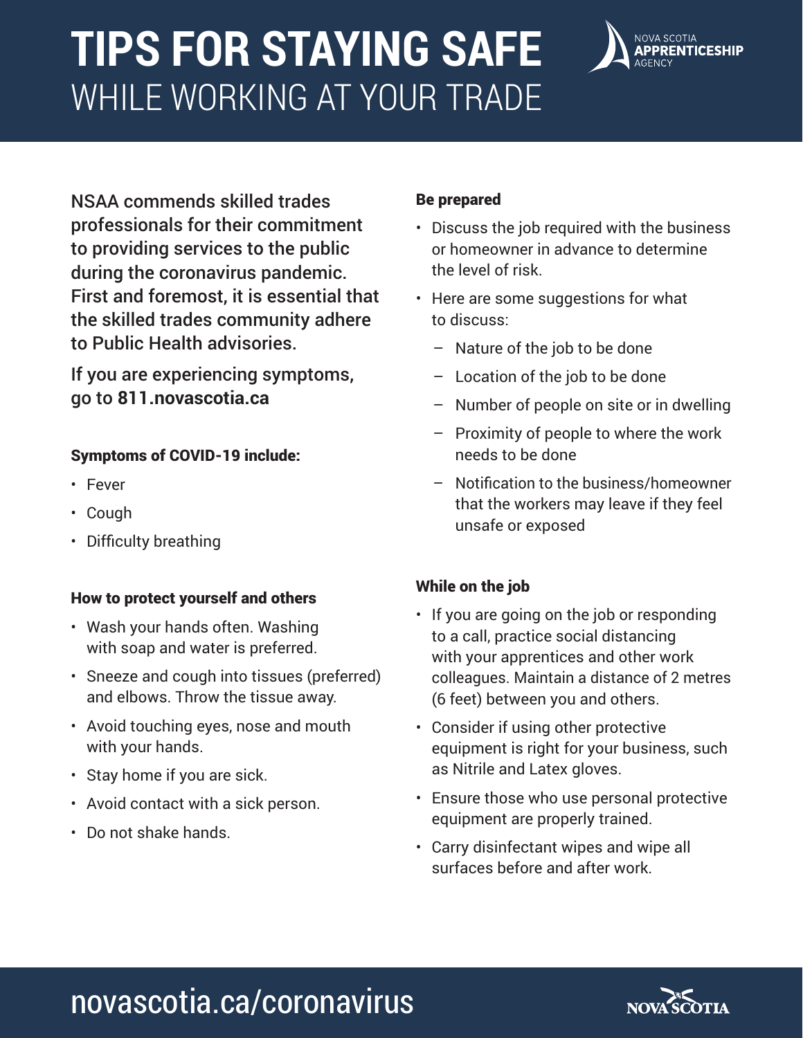# TIPS FOR STAYING SAFE
## WHILE WORKING AT YOUR TRADE

NOVA SCOTIA **APPRENTICESHIP** AGENCY

NSAA commends skilled trades professionals for their commitment to providing services to the public during the coronavirus pandemic. First and foremost, it is essential that the skilled trades community adhere to Public Health advisories.

If you are experiencing symptoms, go to **811.novascotia.ca**

### Symptoms of COVID-19 include:

- Fever
- Cough
- Difficulty breathing

### How to protect yourself and others

- Wash your hands often. Washing with soap and water is preferred.
- Sneeze and cough into tissues (preferred) and elbows. Throw the tissue away.
- Avoid touching eyes, nose and mouth with your hands.
- Stay home if you are sick.
- Avoid contact with a sick person.
- Do not shake hands.

### Be prepared

- Discuss the job required with the business or homeowner in advance to determine the level of risk.
- Here are some suggestions for what to discuss:
  - Nature of the job to be done
  - Location of the job to be done
  - Number of people on site or in dwelling
  - Proximity of people to where the work needs to be done
  - Notification to the business/homeowner that the workers may leave if they feel unsafe or exposed

### While on the job

- If you are going on the job or responding to a call, practice social distancing with your apprentices and other work colleagues. Maintain a distance of 2 metres (6 feet) between you and others.
- Consider if using other protective equipment is right for your business, such as Nitrile and Latex gloves.
- Ensure those who use personal protective equipment are properly trained.
- Carry disinfectant wipes and wipe all surfaces before and after work.

novascotia.ca/coronavirus

NOVA SCOTIA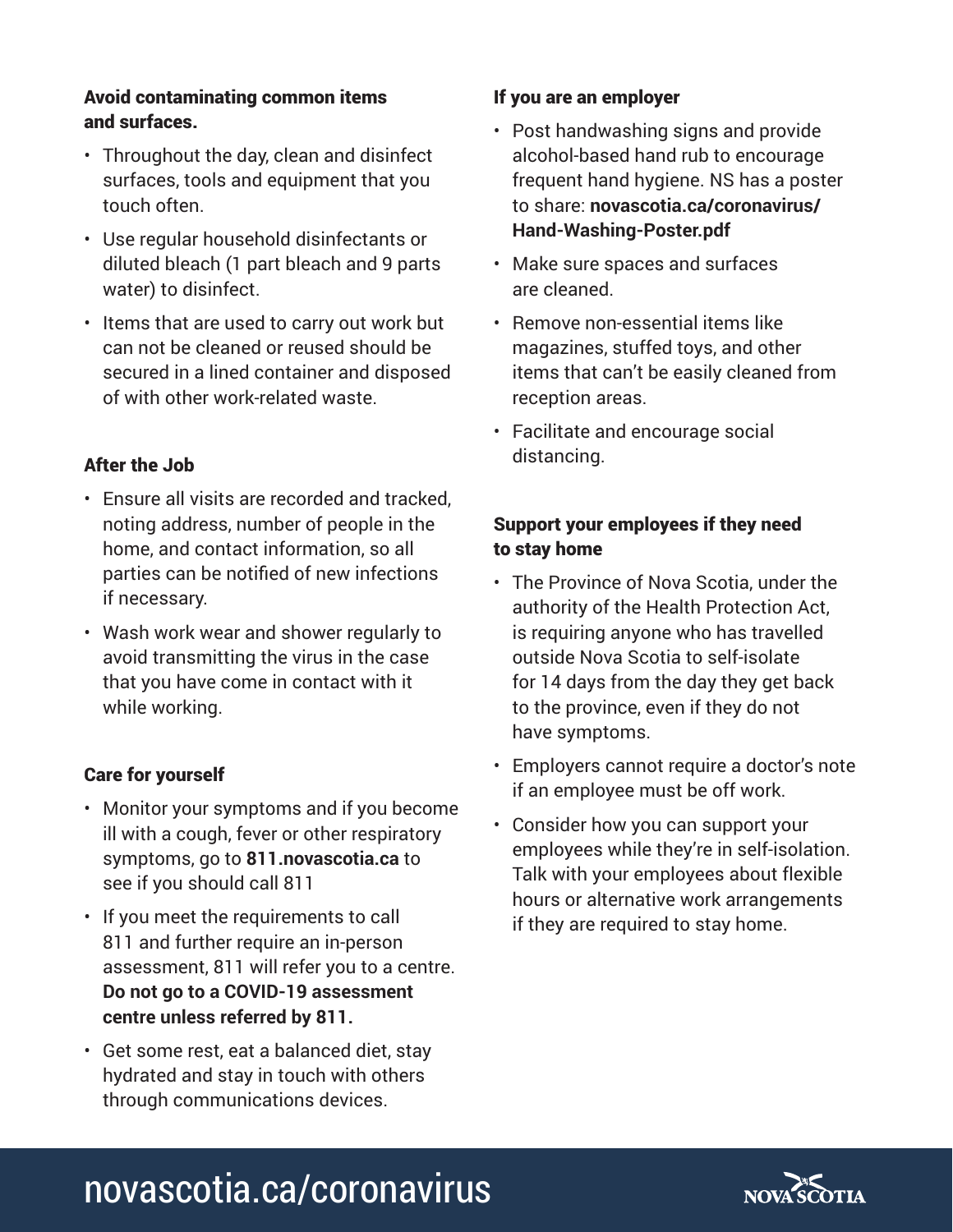**Avoid contaminating common items and surfaces.**

- Throughout the day, clean and disinfect surfaces, tools and equipment that you touch often.
- Use regular household disinfectants or diluted bleach (1 part bleach and 9 parts water) to disinfect.
- Items that are used to carry out work but can not be cleaned or reused should be secured in a lined container and disposed of with other work-related waste.

### After the Job

- Ensure all visits are recorded and tracked, noting address, number of people in the home, and contact information, so all parties can be notified of new infections if necessary.
- Wash work wear and shower regularly to avoid transmitting the virus in the case that you have come in contact with it while working.

### Care for yourself

- Monitor your symptoms and if you become ill with a cough, fever or other respiratory symptoms, go to **811.novascotia.ca** to see if you should call 811
- If you meet the requirements to call 811 and further require an in-person assessment, 811 will refer you to a centre. **Do not go to a COVID-19 assessment centre unless referred by 811.**
- Get some rest, eat a balanced diet, stay hydrated and stay in touch with others through communications devices.

### If you are an employer

- Post handwashing signs and provide alcohol-based hand rub to encourage frequent hand hygiene. NS has a poster to share: **novascotia.ca/coronavirus/Hand-Washing-Poster.pdf**
- Make sure spaces and surfaces are cleaned.
- Remove non-essential items like magazines, stuffed toys, and other items that can't be easily cleaned from reception areas.
- Facilitate and encourage social distancing.

### Support your employees if they need to stay home

- The Province of Nova Scotia, under the authority of the Health Protection Act, is requiring anyone who has travelled outside Nova Scotia to self-isolate for 14 days from the day they get back to the province, even if they do not have symptoms.
- Employers cannot require a doctor's note if an employee must be off work.
- Consider how you can support your employees while they're in self-isolation. Talk with your employees about flexible hours or alternative work arrangements if they are required to stay home.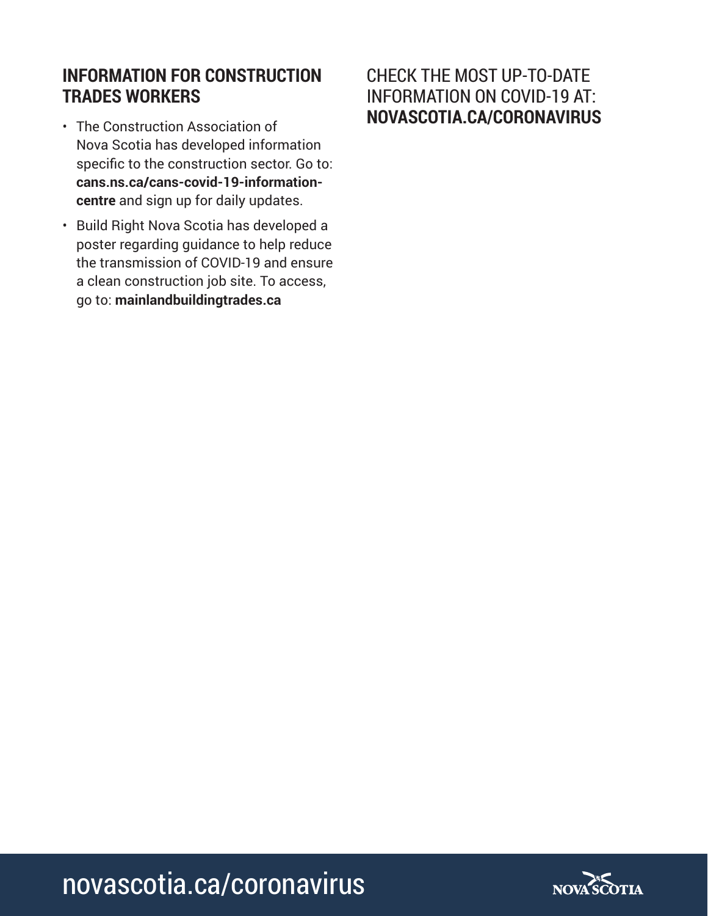## INFORMATION FOR CONSTRUCTION TRADES WORKERS

- The Construction Association of Nova Scotia has developed information specific to the construction sector. Go to: **cans.ns.ca/cans-covid-19-information-centre** and sign up for daily updates.
- Build Right Nova Scotia has developed a poster regarding guidance to help reduce the transmission of COVID-19 and ensure a clean construction job site. To access, go to: **mainlandbuildingtrades.ca**

CHECK THE MOST UP-TO-DATE INFORMATION ON COVID-19 AT:
**NOVASCOTIA.CA/CORONAVIRUS**